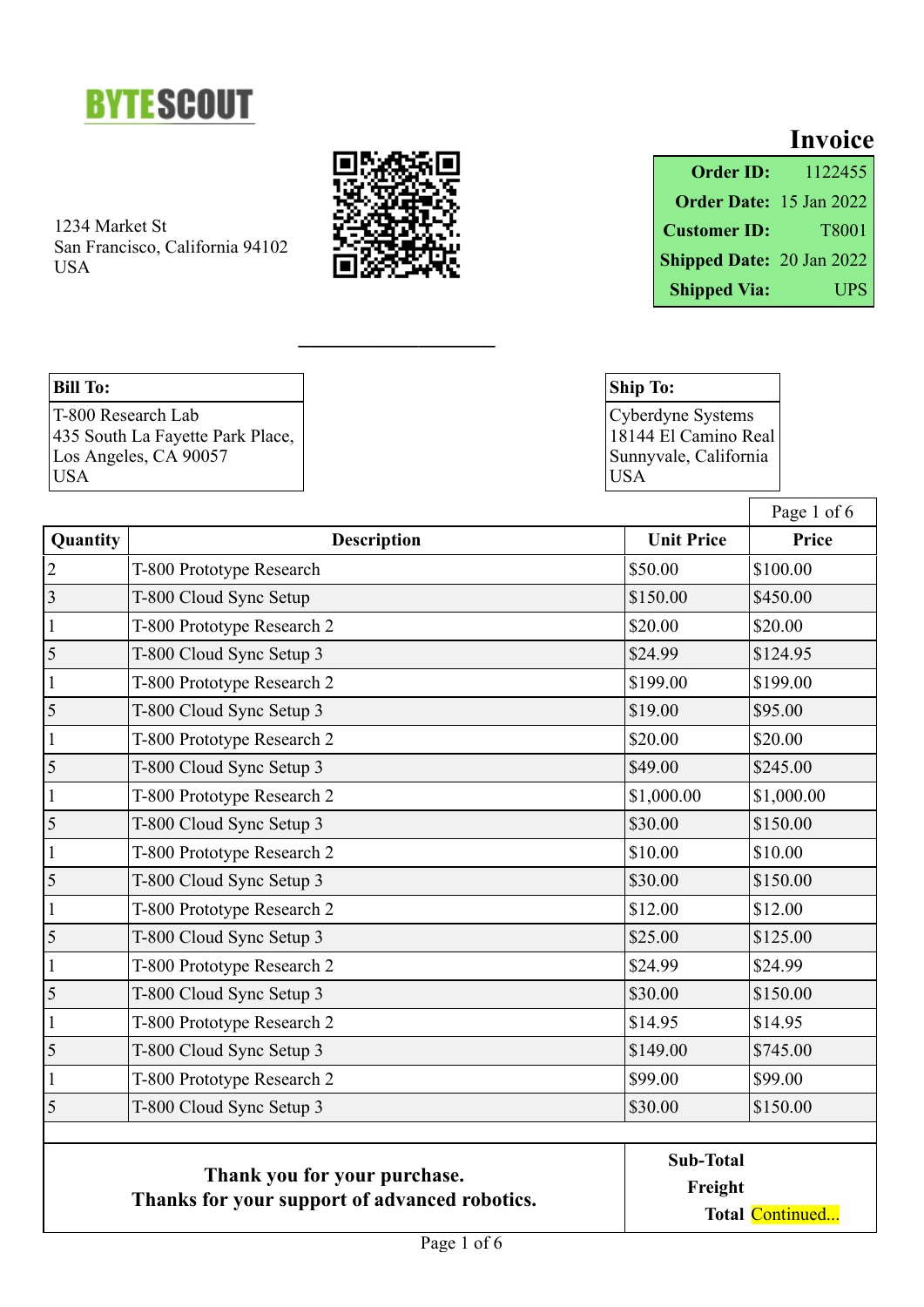BYTESCOUT

1234 Market St
San Francisco, California 94102
USA

# Invoice

| | |
|---|---|
| **Order ID:** | 1122455 |
| **Order Date:** | 15 Jan 2022 |
| **Customer ID:** | T8001 |
| **Shipped Date:** | 20 Jan 2022 |
| **Shipped Via:** | UPS |

**Bill To:**
T-800 Research Lab
435 South La Fayette Park Place,
Los Angeles, CA 90057
USA

**Ship To:**
Cyberdyne Systems
18144 El Camino Real
Sunnyvale, California
USA

| Quantity | Description | Unit Price | Price |
|---|---|---|---|
| 2 | T-800 Prototype Research | $50.00 | $100.00 |
| 3 | T-800 Cloud Sync Setup | $150.00 | $450.00 |
| 1 | T-800 Prototype Research 2 | $20.00 | $20.00 |
| 5 | T-800 Cloud Sync Setup 3 | $24.99 | $124.95 |
| 1 | T-800 Prototype Research 2 | $199.00 | $199.00 |
| 5 | T-800 Cloud Sync Setup 3 | $19.00 | $95.00 |
| 1 | T-800 Prototype Research 2 | $20.00 | $20.00 |
| 5 | T-800 Cloud Sync Setup 3 | $49.00 | $245.00 |
| 1 | T-800 Prototype Research 2 | $1,000.00 | $1,000.00 |
| 5 | T-800 Cloud Sync Setup 3 | $30.00 | $150.00 |
| 1 | T-800 Prototype Research 2 | $10.00 | $10.00 |
| 5 | T-800 Cloud Sync Setup 3 | $30.00 | $150.00 |
| 1 | T-800 Prototype Research 2 | $12.00 | $12.00 |
| 5 | T-800 Cloud Sync Setup 3 | $25.00 | $125.00 |
| 1 | T-800 Prototype Research 2 | $24.99 | $24.99 |
| 5 | T-800 Cloud Sync Setup 3 | $30.00 | $150.00 |
| 1 | T-800 Prototype Research 2 | $14.95 | $14.95 |
| 5 | T-800 Cloud Sync Setup 3 | $149.00 | $745.00 |
| 1 | T-800 Prototype Research 2 | $99.00 | $99.00 |
| 5 | T-800 Cloud Sync Setup 3 | $30.00 | $150.00 |

**Thank you for your purchase.**
**Thanks for your support of advanced robotics.**

**Sub-Total**
**Freight**
**Total** Continued...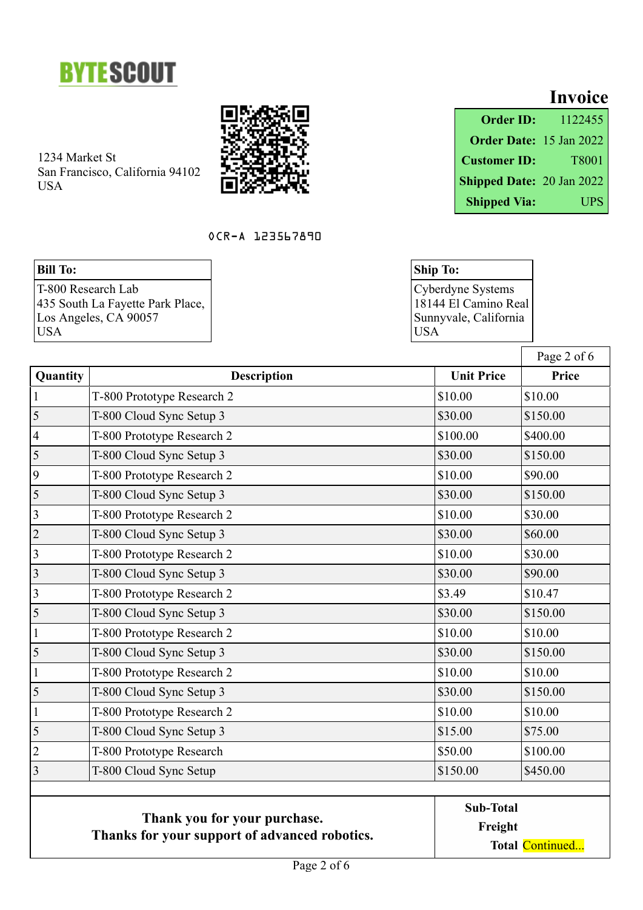BYTESCOUT

# Invoice

1234 Market St
San Francisco, California 94102
USA

| | |
|---|---|
| **Order ID:** | 1122455 |
| **Order Date:** | 15 Jan 2022 |
| **Customer ID:** | T8001 |
| **Shipped Date:** | 20 Jan 2022 |
| **Shipped Via:** | UPS |

OCR-A 123567890

**Bill To:**
T-800 Research Lab
435 South La Fayette Park Place,
Los Angeles, CA 90057
USA

**Ship To:**
Cyberdyne Systems
18144 El Camino Real
Sunnyvale, California
USA

| Quantity | Description | Unit Price | Price |
|---|---|---|---|
| 1 | T-800 Prototype Research 2 | $10.00 | $10.00 |
| 5 | T-800 Cloud Sync Setup 3 | $30.00 | $150.00 |
| 4 | T-800 Prototype Research 2 | $100.00 | $400.00 |
| 5 | T-800 Cloud Sync Setup 3 | $30.00 | $150.00 |
| 9 | T-800 Prototype Research 2 | $10.00 | $90.00 |
| 5 | T-800 Cloud Sync Setup 3 | $30.00 | $150.00 |
| 3 | T-800 Prototype Research 2 | $10.00 | $30.00 |
| 2 | T-800 Cloud Sync Setup 3 | $30.00 | $60.00 |
| 3 | T-800 Prototype Research 2 | $10.00 | $30.00 |
| 3 | T-800 Cloud Sync Setup 3 | $30.00 | $90.00 |
| 3 | T-800 Prototype Research 2 | $3.49 | $10.47 |
| 5 | T-800 Cloud Sync Setup 3 | $30.00 | $150.00 |
| 1 | T-800 Prototype Research 2 | $10.00 | $10.00 |
| 5 | T-800 Cloud Sync Setup 3 | $30.00 | $150.00 |
| 1 | T-800 Prototype Research 2 | $10.00 | $10.00 |
| 5 | T-800 Cloud Sync Setup 3 | $30.00 | $150.00 |
| 1 | T-800 Prototype Research 2 | $10.00 | $10.00 |
| 5 | T-800 Cloud Sync Setup 3 | $15.00 | $75.00 |
| 2 | T-800 Prototype Research | $50.00 | $100.00 |
| 3 | T-800 Cloud Sync Setup | $150.00 | $450.00 |

**Thank you for your purchase.**
**Thanks for your support of advanced robotics.**

**Sub-Total**
**Freight**
**Total** Continued...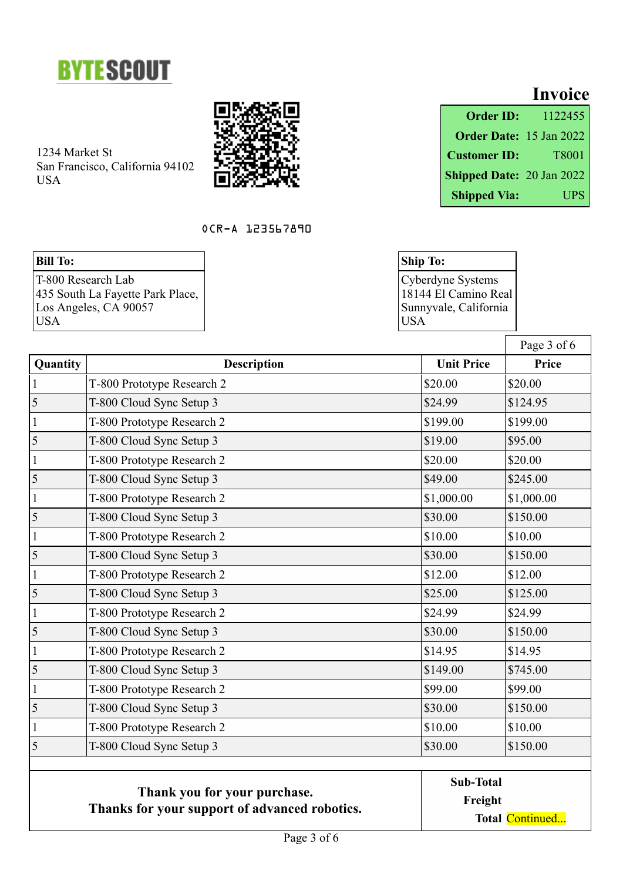BYTESCOUT

1234 Market St
San Francisco, California 94102
USA

# Invoice

| | |
|---|---|
| **Order ID:** | 1122455 |
| **Order Date:** | 15 Jan 2022 |
| **Customer ID:** | T8001 |
| **Shipped Date:** | 20 Jan 2022 |
| **Shipped Via:** | UPS |

OCR-A 123567890

| **Bill To:** |
|---|
| T-800 Research Lab<br>435 South La Fayette Park Place,<br>Los Angeles, CA 90057<br>USA |

| **Ship To:** |
|---|
| Cyberdyne Systems<br>18144 El Camino Real<br>Sunnyvale, California<br>USA |

Page 3 of 6

| Quantity | Description | Unit Price | Price |
|---|---|---|---|
| 1 | T-800 Prototype Research 2 | $20.00 | $20.00 |
| 5 | T-800 Cloud Sync Setup 3 | $24.99 | $124.95 |
| 1 | T-800 Prototype Research 2 | $199.00 | $199.00 |
| 5 | T-800 Cloud Sync Setup 3 | $19.00 | $95.00 |
| 1 | T-800 Prototype Research 2 | $20.00 | $20.00 |
| 5 | T-800 Cloud Sync Setup 3 | $49.00 | $245.00 |
| 1 | T-800 Prototype Research 2 | $1,000.00 | $1,000.00 |
| 5 | T-800 Cloud Sync Setup 3 | $30.00 | $150.00 |
| 1 | T-800 Prototype Research 2 | $10.00 | $10.00 |
| 5 | T-800 Cloud Sync Setup 3 | $30.00 | $150.00 |
| 1 | T-800 Prototype Research 2 | $12.00 | $12.00 |
| 5 | T-800 Cloud Sync Setup 3 | $25.00 | $125.00 |
| 1 | T-800 Prototype Research 2 | $24.99 | $24.99 |
| 5 | T-800 Cloud Sync Setup 3 | $30.00 | $150.00 |
| 1 | T-800 Prototype Research 2 | $14.95 | $14.95 |
| 5 | T-800 Cloud Sync Setup 3 | $149.00 | $745.00 |
| 1 | T-800 Prototype Research 2 | $99.00 | $99.00 |
| 5 | T-800 Cloud Sync Setup 3 | $30.00 | $150.00 |
| 1 | T-800 Prototype Research 2 | $10.00 | $10.00 |
| 5 | T-800 Cloud Sync Setup 3 | $30.00 | $150.00 |

| | |
|---|---|
| **Thank you for your purchase.**<br>**Thanks for your support of advanced robotics.** | **Sub-Total**<br>**Freight**<br>**Total** Continued... |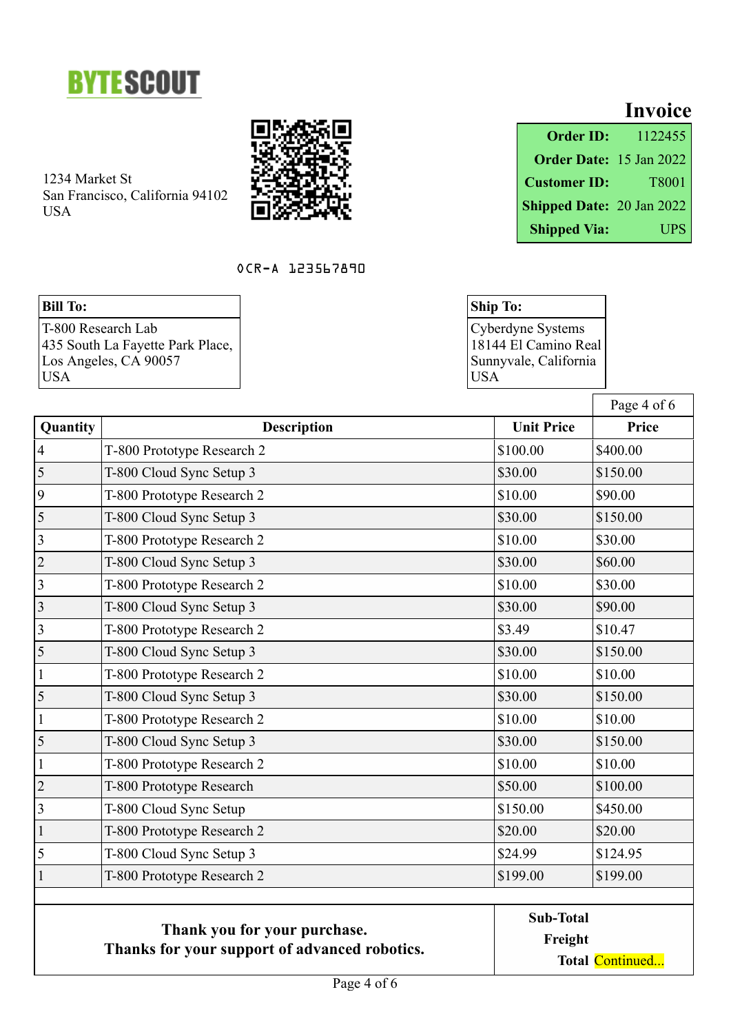BYTESCOUT

1234 Market St
San Francisco, California 94102
USA

# Invoice

| | |
|---|---|
| **Order ID:** | 1122455 |
| **Order Date:** | 15 Jan 2022 |
| **Customer ID:** | T8001 |
| **Shipped Date:** | 20 Jan 2022 |
| **Shipped Via:** | UPS |

OCR-A 123567890

**Bill To:**
T-800 Research Lab
435 South La Fayette Park Place,
Los Angeles, CA 90057
USA

**Ship To:**
Cyberdyne Systems
18144 El Camino Real
Sunnyvale, California
USA

| Quantity | Description | Unit Price | Price |
|---|---|---|---|
| 4 | T-800 Prototype Research 2 | $100.00 | $400.00 |
| 5 | T-800 Cloud Sync Setup 3 | $30.00 | $150.00 |
| 9 | T-800 Prototype Research 2 | $10.00 | $90.00 |
| 5 | T-800 Cloud Sync Setup 3 | $30.00 | $150.00 |
| 3 | T-800 Prototype Research 2 | $10.00 | $30.00 |
| 2 | T-800 Cloud Sync Setup 3 | $30.00 | $60.00 |
| 3 | T-800 Prototype Research 2 | $10.00 | $30.00 |
| 3 | T-800 Cloud Sync Setup 3 | $30.00 | $90.00 |
| 3 | T-800 Prototype Research 2 | $3.49 | $10.47 |
| 5 | T-800 Cloud Sync Setup 3 | $30.00 | $150.00 |
| 1 | T-800 Prototype Research 2 | $10.00 | $10.00 |
| 5 | T-800 Cloud Sync Setup 3 | $30.00 | $150.00 |
| 1 | T-800 Prototype Research 2 | $10.00 | $10.00 |
| 5 | T-800 Cloud Sync Setup 3 | $30.00 | $150.00 |
| 1 | T-800 Prototype Research 2 | $10.00 | $10.00 |
| 2 | T-800 Prototype Research | $50.00 | $100.00 |
| 3 | T-800 Cloud Sync Setup | $150.00 | $450.00 |
| 1 | T-800 Prototype Research 2 | $20.00 | $20.00 |
| 5 | T-800 Cloud Sync Setup 3 | $24.99 | $124.95 |
| 1 | T-800 Prototype Research 2 | $199.00 | $199.00 |

**Thank you for your purchase.**
**Thanks for your support of advanced robotics.**

**Sub-Total**
**Freight**
**Total** Continued...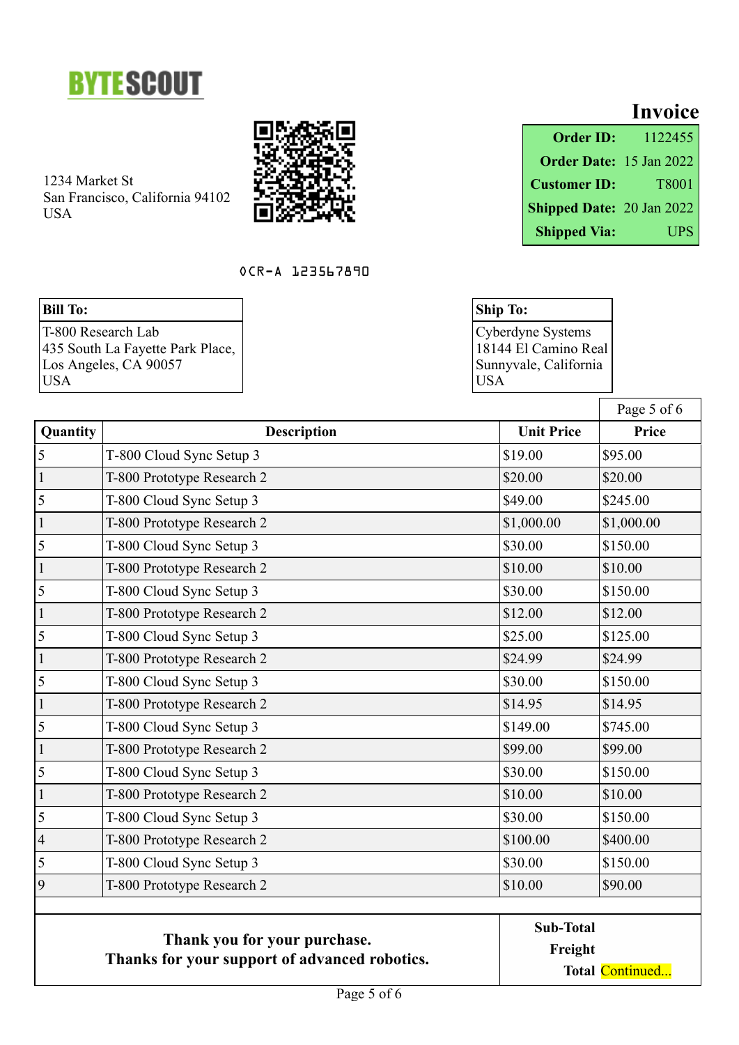BYTESCOUT

# Invoice

1234 Market St
San Francisco, California 94102
USA

| | |
|---|---|
| **Order ID:** | 1122455 |
| **Order Date:** | 15 Jan 2022 |
| **Customer ID:** | T8001 |
| **Shipped Date:** | 20 Jan 2022 |
| **Shipped Via:** | UPS |

OCR-A 123567890

**Bill To:**
T-800 Research Lab
435 South La Fayette Park Place,
Los Angeles, CA 90057
USA

**Ship To:**
Cyberdyne Systems
18144 El Camino Real
Sunnyvale, California
USA

Page 5 of 6

| Quantity | Description | Unit Price | Price |
|---|---|---|---|
| 5 | T-800 Cloud Sync Setup 3 | $19.00 | $95.00 |
| 1 | T-800 Prototype Research 2 | $20.00 | $20.00 |
| 5 | T-800 Cloud Sync Setup 3 | $49.00 | $245.00 |
| 1 | T-800 Prototype Research 2 | $1,000.00 | $1,000.00 |
| 5 | T-800 Cloud Sync Setup 3 | $30.00 | $150.00 |
| 1 | T-800 Prototype Research 2 | $10.00 | $10.00 |
| 5 | T-800 Cloud Sync Setup 3 | $30.00 | $150.00 |
| 1 | T-800 Prototype Research 2 | $12.00 | $12.00 |
| 5 | T-800 Cloud Sync Setup 3 | $25.00 | $125.00 |
| 1 | T-800 Prototype Research 2 | $24.99 | $24.99 |
| 5 | T-800 Cloud Sync Setup 3 | $30.00 | $150.00 |
| 1 | T-800 Prototype Research 2 | $14.95 | $14.95 |
| 5 | T-800 Cloud Sync Setup 3 | $149.00 | $745.00 |
| 1 | T-800 Prototype Research 2 | $99.00 | $99.00 |
| 5 | T-800 Cloud Sync Setup 3 | $30.00 | $150.00 |
| 1 | T-800 Prototype Research 2 | $10.00 | $10.00 |
| 5 | T-800 Cloud Sync Setup 3 | $30.00 | $150.00 |
| 4 | T-800 Prototype Research 2 | $100.00 | $400.00 |
| 5 | T-800 Cloud Sync Setup 3 | $30.00 | $150.00 |
| 9 | T-800 Prototype Research 2 | $10.00 | $90.00 |

**Thank you for your purchase.**
**Thanks for your support of advanced robotics.**

**Sub-Total**
**Freight**
**Total** Continued...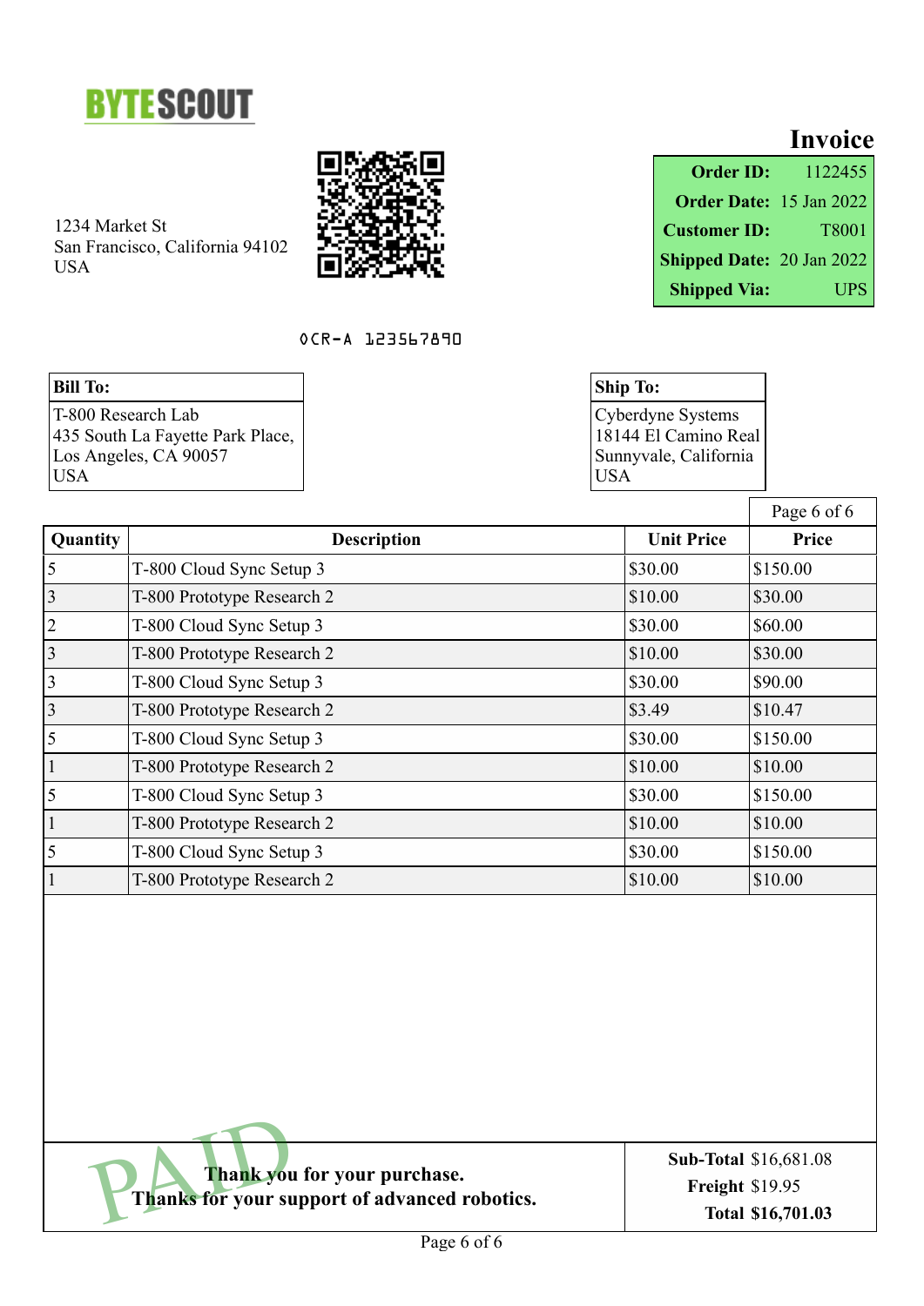BYTESCOUT

1234 Market St
San Francisco, California 94102
USA

# Invoice

| | |
|---|---|
| **Order ID:** | 1122455 |
| **Order Date:** | 15 Jan 2022 |
| **Customer ID:** | T8001 |
| **Shipped Date:** | 20 Jan 2022 |
| **Shipped Via:** | UPS |

OCR-A 123567890

**Bill To:**
T-800 Research Lab
435 South La Fayette Park Place,
Los Angeles, CA 90057
USA

**Ship To:**
Cyberdyne Systems
18144 El Camino Real
Sunnyvale, California
USA

Page 6 of 6

| Quantity | Description | Unit Price | Price |
|---|---|---|---|
| 5 | T-800 Cloud Sync Setup 3 | $30.00 | $150.00 |
| 3 | T-800 Prototype Research 2 | $10.00 | $30.00 |
| 2 | T-800 Cloud Sync Setup 3 | $30.00 | $60.00 |
| 3 | T-800 Prototype Research 2 | $10.00 | $30.00 |
| 3 | T-800 Cloud Sync Setup 3 | $30.00 | $90.00 |
| 3 | T-800 Prototype Research 2 | $3.49 | $10.47 |
| 5 | T-800 Cloud Sync Setup 3 | $30.00 | $150.00 |
| 1 | T-800 Prototype Research 2 | $10.00 | $10.00 |
| 5 | T-800 Cloud Sync Setup 3 | $30.00 | $150.00 |
| 1 | T-800 Prototype Research 2 | $10.00 | $10.00 |
| 5 | T-800 Cloud Sync Setup 3 | $30.00 | $150.00 |
| 1 | T-800 Prototype Research 2 | $10.00 | $10.00 |

PAID

**Thank you for your purchase.**
**Thanks for your support of advanced robotics.**

| | |
|---|---|
| **Sub-Total** | $16,681.08 |
| **Freight** | $19.95 |
| **Total** | **$16,701.03** |